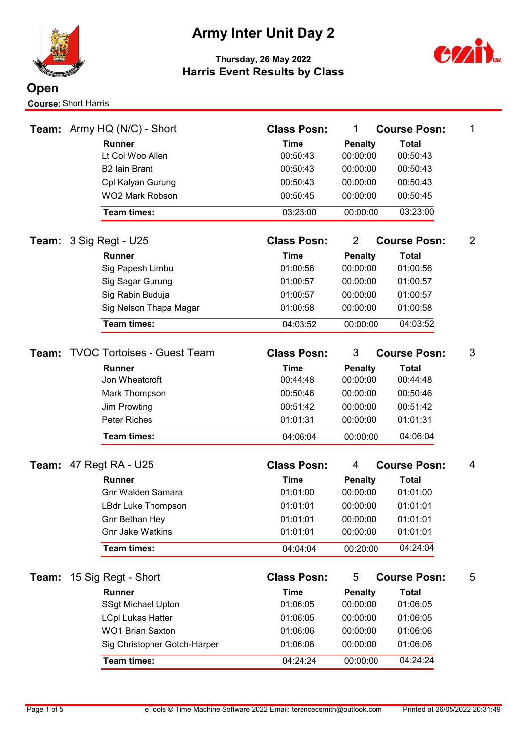# Army Inter Unit Day 2

**Thursday, 26 May 2022**

**Harris Event Results by Class**

## Open

**Course**: Short Harris

**Team:** Army HQ (N/C) - Short — **Class Posn:** 1 — **Course Posn:** 1

| Runner | Time | Penalty | Total |
|---|---|---|---|
| Lt Col Woo Allen | 00:50:43 | 00:00:00 | 00:50:43 |
| B2 Iain Brant | 00:50:43 | 00:00:00 | 00:50:43 |
| Cpl Kalyan Gurung | 00:50:43 | 00:00:00 | 00:50:43 |
| WO2 Mark Robson | 00:50:45 | 00:00:00 | 00:50:45 |
| **Team times:** | 03:23:00 | 00:00:00 | 03:23:00 |

**Team:** 3 Sig Regt - U25 — **Class Posn:** 2 — **Course Posn:** 2

| Runner | Time | Penalty | Total |
|---|---|---|---|
| Sig Papesh Limbu | 01:00:56 | 00:00:00 | 01:00:56 |
| Sig Sagar Gurung | 01:00:57 | 00:00:00 | 01:00:57 |
| Sig Rabin Buduja | 01:00:57 | 00:00:00 | 01:00:57 |
| Sig Nelson Thapa Magar | 01:00:58 | 00:00:00 | 01:00:58 |
| **Team times:** | 04:03:52 | 00:00:00 | 04:03:52 |

**Team:** TVOC Tortoises - Guest Team — **Class Posn:** 3 — **Course Posn:** 3

| Runner | Time | Penalty | Total |
|---|---|---|---|
| Jon Wheatcroft | 00:44:48 | 00:00:00 | 00:44:48 |
| Mark Thompson | 00:50:46 | 00:00:00 | 00:50:46 |
| Jim Prowting | 00:51:42 | 00:00:00 | 00:51:42 |
| Peter Riches | 01:01:31 | 00:00:00 | 01:01:31 |
| **Team times:** | 04:06:04 | 00:00:00 | 04:06:04 |

**Team:** 47 Regt RA - U25 — **Class Posn:** 4 — **Course Posn:** 4

| Runner | Time | Penalty | Total |
|---|---|---|---|
| Gnr Walden Samara | 01:01:00 | 00:00:00 | 01:01:00 |
| LBdr Luke Thompson | 01:01:01 | 00:00:00 | 01:01:01 |
| Gnr Bethan Hey | 01:01:01 | 00:00:00 | 01:01:01 |
| Gnr Jake Watkins | 01:01:01 | 00:00:00 | 01:01:01 |
| **Team times:** | 04:04:04 | 00:20:00 | 04:24:04 |

**Team:** 15 Sig Regt - Short — **Class Posn:** 5 — **Course Posn:** 5

| Runner | Time | Penalty | Total |
|---|---|---|---|
| SSgt Michael Upton | 01:06:05 | 00:00:00 | 01:06:05 |
| LCpl Lukas Hatter | 01:06:05 | 00:00:00 | 01:06:05 |
| WO1 Brian Saxton | 01:06:06 | 00:00:00 | 01:06:06 |
| Sig Christopher Gotch-Harper | 01:06:06 | 00:00:00 | 01:06:06 |
| **Team times:** | 04:24:24 | 00:00:00 | 04:24:24 |

eTools © Time Machine Software 2022 Email: terencecsmith@outlook.com — Printed at 26/05/2022 20:31:49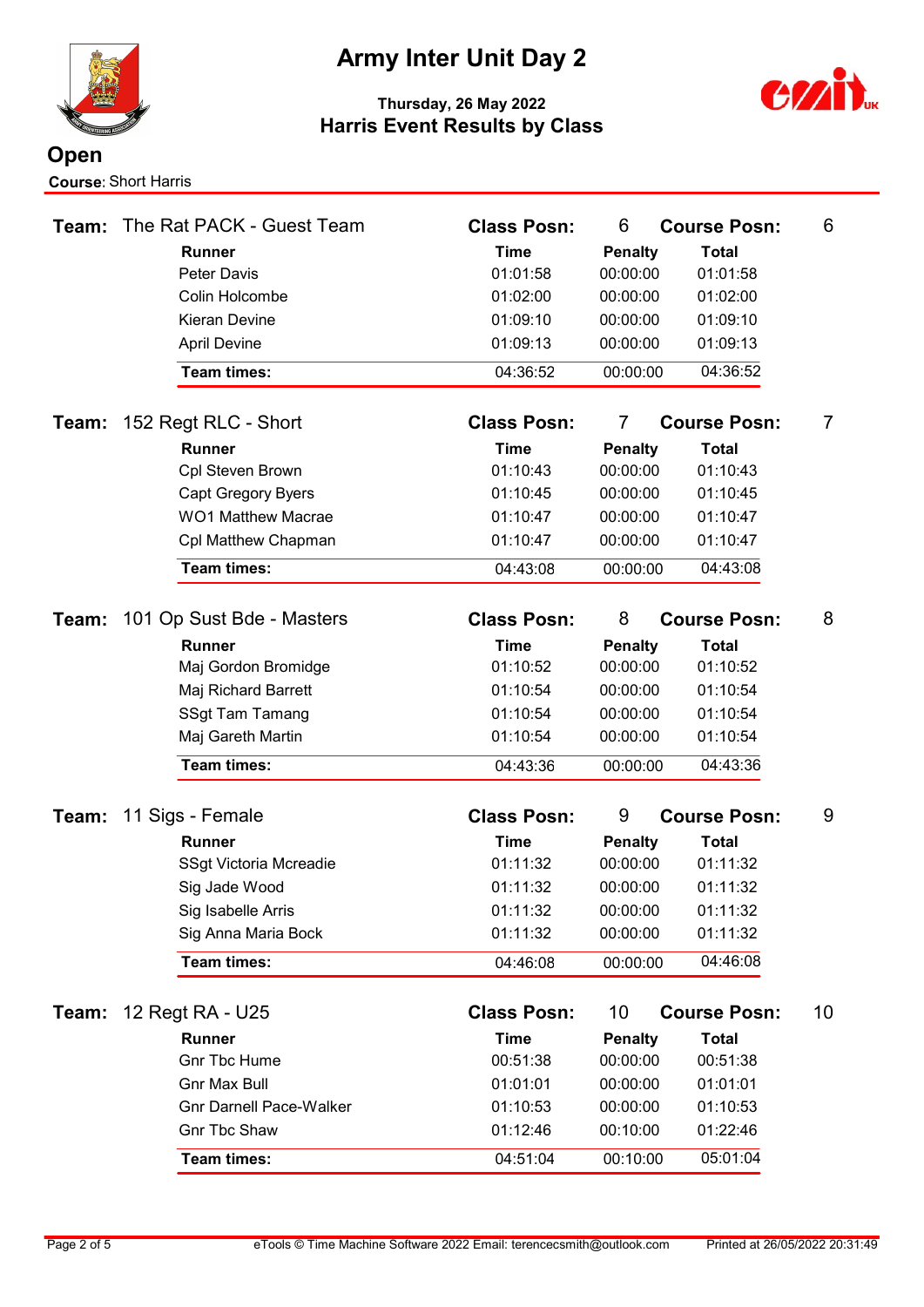# Army Inter Unit Day 2

**Thursday, 26 May 2022**

## Harris Event Results by Class

## Open

**Course**: Short Harris

**Team:** The Rat PACK - Guest Team — **Class Posn:** 6 — **Course Posn:** 6

| Runner | Time | Penalty | Total |
|---|---|---|---|
| Peter Davis | 01:01:58 | 00:00:00 | 01:01:58 |
| Colin Holcombe | 01:02:00 | 00:00:00 | 01:02:00 |
| Kieran Devine | 01:09:10 | 00:00:00 | 01:09:10 |
| April Devine | 01:09:13 | 00:00:00 | 01:09:13 |
| **Team times:** | 04:36:52 | 00:00:00 | 04:36:52 |

**Team:** 152 Regt RLC - Short — **Class Posn:** 7 — **Course Posn:** 7

| Runner | Time | Penalty | Total |
|---|---|---|---|
| Cpl Steven Brown | 01:10:43 | 00:00:00 | 01:10:43 |
| Capt Gregory Byers | 01:10:45 | 00:00:00 | 01:10:45 |
| WO1 Matthew Macrae | 01:10:47 | 00:00:00 | 01:10:47 |
| Cpl Matthew Chapman | 01:10:47 | 00:00:00 | 01:10:47 |
| **Team times:** | 04:43:08 | 00:00:00 | 04:43:08 |

**Team:** 101 Op Sust Bde - Masters — **Class Posn:** 8 — **Course Posn:** 8

| Runner | Time | Penalty | Total |
|---|---|---|---|
| Maj Gordon Bromidge | 01:10:52 | 00:00:00 | 01:10:52 |
| Maj Richard Barrett | 01:10:54 | 00:00:00 | 01:10:54 |
| SSgt Tam Tamang | 01:10:54 | 00:00:00 | 01:10:54 |
| Maj Gareth Martin | 01:10:54 | 00:00:00 | 01:10:54 |
| **Team times:** | 04:43:36 | 00:00:00 | 04:43:36 |

**Team:** 11 Sigs - Female — **Class Posn:** 9 — **Course Posn:** 9

| Runner | Time | Penalty | Total |
|---|---|---|---|
| SSgt Victoria Mcreadie | 01:11:32 | 00:00:00 | 01:11:32 |
| Sig Jade Wood | 01:11:32 | 00:00:00 | 01:11:32 |
| Sig Isabelle Arris | 01:11:32 | 00:00:00 | 01:11:32 |
| Sig Anna Maria Bock | 01:11:32 | 00:00:00 | 01:11:32 |
| **Team times:** | 04:46:08 | 00:00:00 | 04:46:08 |

**Team:** 12 Regt RA - U25 — **Class Posn:** 10 — **Course Posn:** 10

| Runner | Time | Penalty | Total |
|---|---|---|---|
| Gnr Tbc Hume | 00:51:38 | 00:00:00 | 00:51:38 |
| Gnr Max Bull | 01:01:01 | 00:00:00 | 01:01:01 |
| Gnr Darnell Pace-Walker | 01:10:53 | 00:00:00 | 01:10:53 |
| Gnr Tbc Shaw | 01:12:46 | 00:10:00 | 01:22:46 |
| **Team times:** | 04:51:04 | 00:10:00 | 05:01:04 |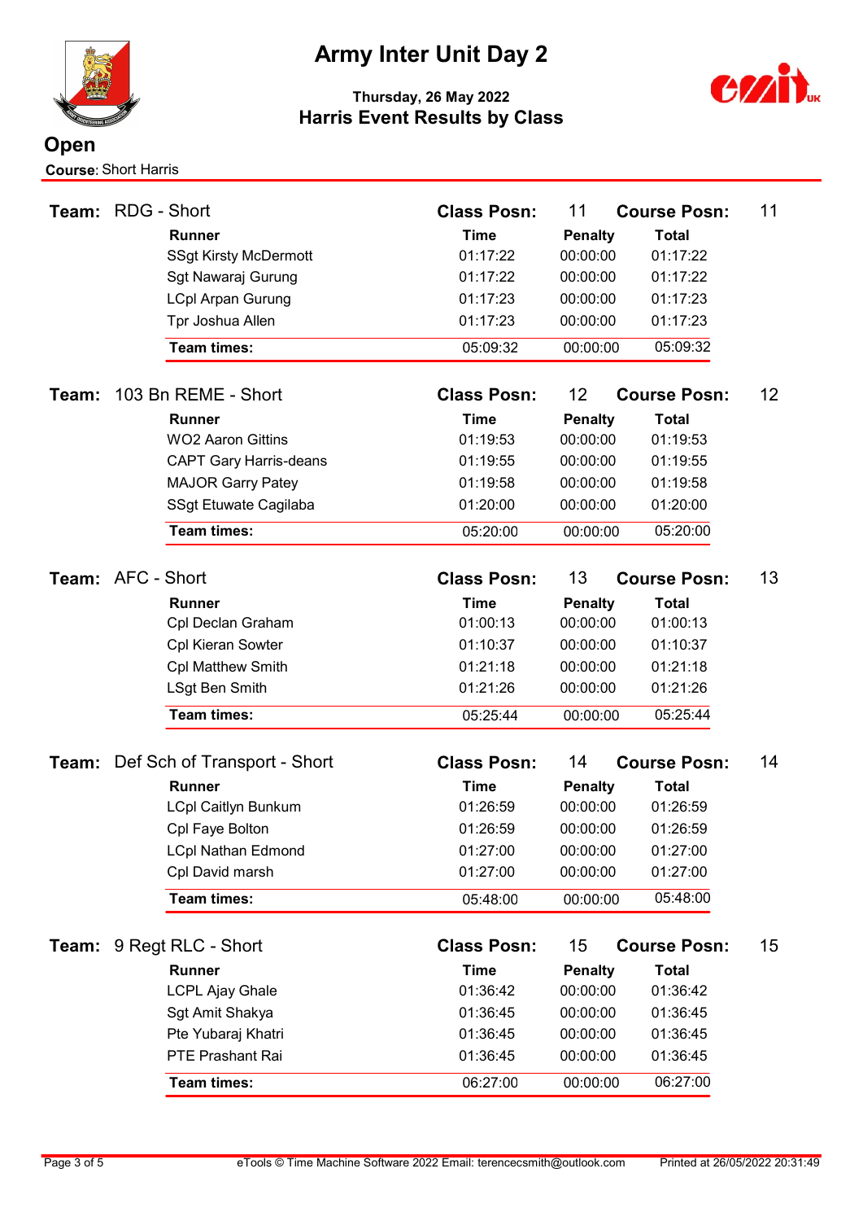# Army Inter Unit Day 2

**Thursday, 26 May 2022**

**Harris Event Results by Class**

## Open

**Course**: Short Harris

### Team: RDG - Short

**Class Posn:** 11 **Course Posn:** 11

| Runner | Time | Penalty | Total |
|---|---|---|---|
| SSgt Kirsty McDermott | 01:17:22 | 00:00:00 | 01:17:22 |
| Sgt Nawaraj Gurung | 01:17:22 | 00:00:00 | 01:17:22 |
| LCpl Arpan Gurung | 01:17:23 | 00:00:00 | 01:17:23 |
| Tpr Joshua Allen | 01:17:23 | 00:00:00 | 01:17:23 |
| **Team times:** | 05:09:32 | 00:00:00 | 05:09:32 |

### Team: 103 Bn REME - Short

**Class Posn:** 12 **Course Posn:** 12

| Runner | Time | Penalty | Total |
|---|---|---|---|
| WO2 Aaron Gittins | 01:19:53 | 00:00:00 | 01:19:53 |
| CAPT Gary Harris-deans | 01:19:55 | 00:00:00 | 01:19:55 |
| MAJOR Garry Patey | 01:19:58 | 00:00:00 | 01:19:58 |
| SSgt Etuwate Cagilaba | 01:20:00 | 00:00:00 | 01:20:00 |
| **Team times:** | 05:20:00 | 00:00:00 | 05:20:00 |

### Team: AFC - Short

**Class Posn:** 13 **Course Posn:** 13

| Runner | Time | Penalty | Total |
|---|---|---|---|
| Cpl Declan Graham | 01:00:13 | 00:00:00 | 01:00:13 |
| Cpl Kieran Sowter | 01:10:37 | 00:00:00 | 01:10:37 |
| Cpl Matthew Smith | 01:21:18 | 00:00:00 | 01:21:18 |
| LSgt Ben Smith | 01:21:26 | 00:00:00 | 01:21:26 |
| **Team times:** | 05:25:44 | 00:00:00 | 05:25:44 |

### Team: Def Sch of Transport - Short

**Class Posn:** 14 **Course Posn:** 14

| Runner | Time | Penalty | Total |
|---|---|---|---|
| LCpl Caitlyn Bunkum | 01:26:59 | 00:00:00 | 01:26:59 |
| Cpl Faye Bolton | 01:26:59 | 00:00:00 | 01:26:59 |
| LCpl Nathan Edmond | 01:27:00 | 00:00:00 | 01:27:00 |
| Cpl David marsh | 01:27:00 | 00:00:00 | 01:27:00 |
| **Team times:** | 05:48:00 | 00:00:00 | 05:48:00 |

### Team: 9 Regt RLC - Short

**Class Posn:** 15 **Course Posn:** 15

| Runner | Time | Penalty | Total |
|---|---|---|---|
| LCPL Ajay Ghale | 01:36:42 | 00:00:00 | 01:36:42 |
| Sgt Amit Shakya | 01:36:45 | 00:00:00 | 01:36:45 |
| Pte Yubaraj Khatri | 01:36:45 | 00:00:00 | 01:36:45 |
| PTE Prashant Rai | 01:36:45 | 00:00:00 | 01:36:45 |
| **Team times:** | 06:27:00 | 00:00:00 | 06:27:00 |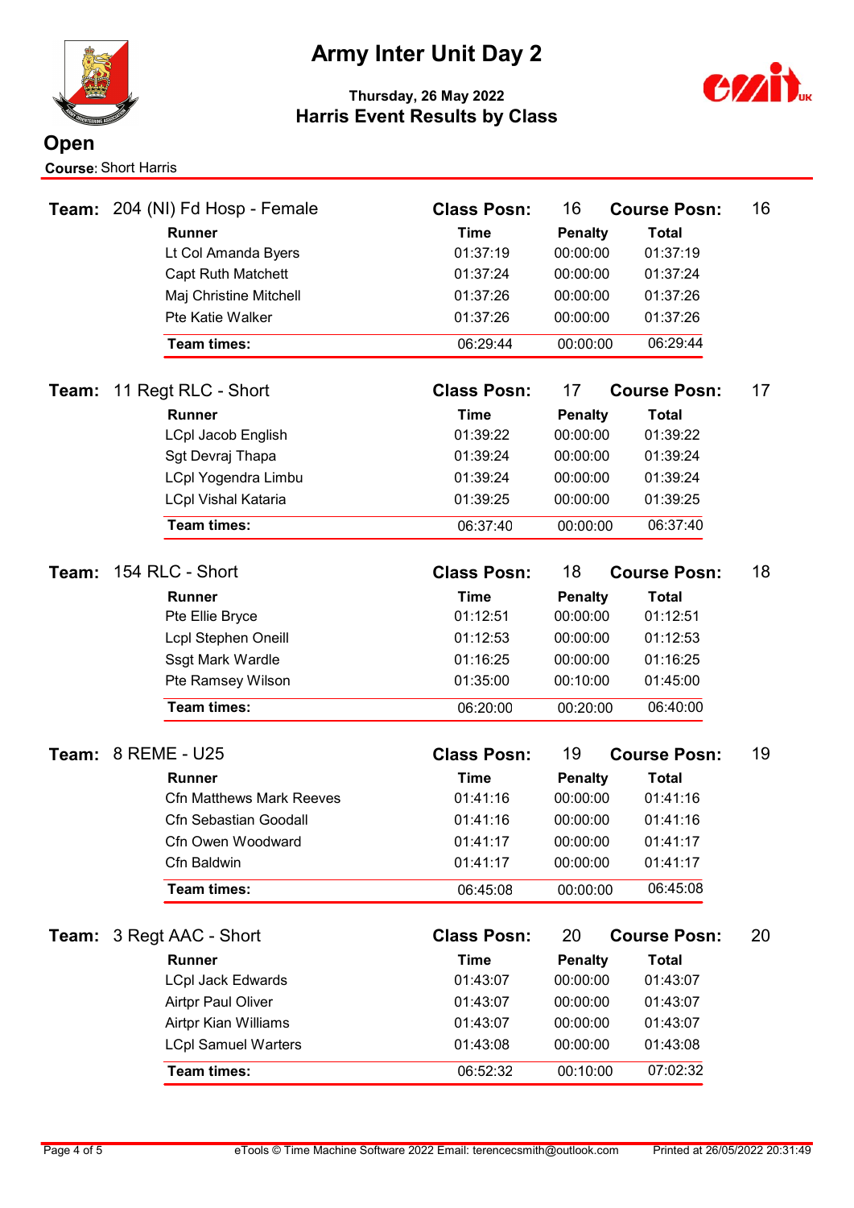# Army Inter Unit Day 2

**Thursday, 26 May 2022**

## Harris Event Results by Class

## Open

**Course:** Short Harris

**Team:** 204 (NI) Fd Hosp - Female — **Class Posn:** 16 — **Course Posn:** 16

| Runner | Time | Penalty | Total |
|---|---|---|---|
| Lt Col Amanda Byers | 01:37:19 | 00:00:00 | 01:37:19 |
| Capt Ruth Matchett | 01:37:24 | 00:00:00 | 01:37:24 |
| Maj Christine Mitchell | 01:37:26 | 00:00:00 | 01:37:26 |
| Pte Katie Walker | 01:37:26 | 00:00:00 | 01:37:26 |
| **Team times:** | 06:29:44 | 00:00:00 | 06:29:44 |

**Team:** 11 Regt RLC - Short — **Class Posn:** 17 — **Course Posn:** 17

| Runner | Time | Penalty | Total |
|---|---|---|---|
| LCpl Jacob English | 01:39:22 | 00:00:00 | 01:39:22 |
| Sgt Devraj Thapa | 01:39:24 | 00:00:00 | 01:39:24 |
| LCpl Yogendra Limbu | 01:39:24 | 00:00:00 | 01:39:24 |
| LCpl Vishal Kataria | 01:39:25 | 00:00:00 | 01:39:25 |
| **Team times:** | 06:37:40 | 00:00:00 | 06:37:40 |

**Team:** 154 RLC - Short — **Class Posn:** 18 — **Course Posn:** 18

| Runner | Time | Penalty | Total |
|---|---|---|---|
| Pte Ellie Bryce | 01:12:51 | 00:00:00 | 01:12:51 |
| Lcpl Stephen Oneill | 01:12:53 | 00:00:00 | 01:12:53 |
| Ssgt Mark Wardle | 01:16:25 | 00:00:00 | 01:16:25 |
| Pte Ramsey Wilson | 01:35:00 | 00:10:00 | 01:45:00 |
| **Team times:** | 06:20:00 | 00:20:00 | 06:40:00 |

**Team:** 8 REME - U25 — **Class Posn:** 19 — **Course Posn:** 19

| Runner | Time | Penalty | Total |
|---|---|---|---|
| Cfn Matthews Mark Reeves | 01:41:16 | 00:00:00 | 01:41:16 |
| Cfn Sebastian Goodall | 01:41:16 | 00:00:00 | 01:41:16 |
| Cfn Owen Woodward | 01:41:17 | 00:00:00 | 01:41:17 |
| Cfn Baldwin | 01:41:17 | 00:00:00 | 01:41:17 |
| **Team times:** | 06:45:08 | 00:00:00 | 06:45:08 |

**Team:** 3 Regt AAC - Short — **Class Posn:** 20 — **Course Posn:** 20

| Runner | Time | Penalty | Total |
|---|---|---|---|
| LCpl Jack Edwards | 01:43:07 | 00:00:00 | 01:43:07 |
| Airtpr Paul Oliver | 01:43:07 | 00:00:00 | 01:43:07 |
| Airtpr Kian Williams | 01:43:07 | 00:00:00 | 01:43:07 |
| LCpl Samuel Warters | 01:43:08 | 00:00:00 | 01:43:08 |
| **Team times:** | 06:52:32 | 00:10:00 | 07:02:32 |

eTools © Time Machine Software 2022 Email: terencecsmith@outlook.com — Printed at 26/05/2022 20:31:49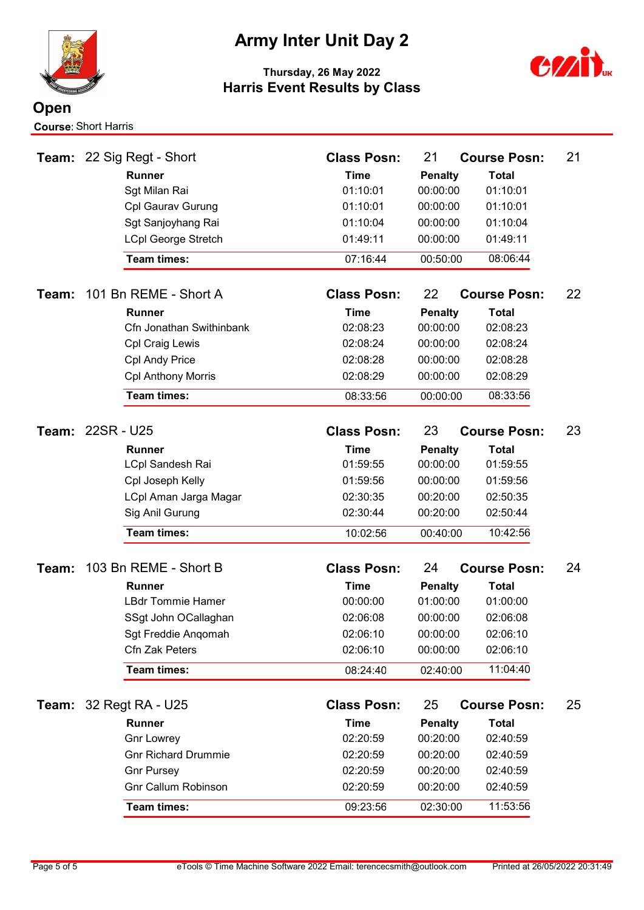# Army Inter Unit Day 2

### Thursday, 26 May 2022

## Harris Event Results by Class

## Open

**Course:** Short Harris

**Team:** 22 Sig Regt - Short — **Class Posn:** 21 — **Course Posn:** 21

| Runner | Time | Penalty | Total |
|---|---|---|---|
| Sgt Milan Rai | 01:10:01 | 00:00:00 | 01:10:01 |
| Cpl Gaurav Gurung | 01:10:01 | 00:00:00 | 01:10:01 |
| Sgt Sanjoyhang Rai | 01:10:04 | 00:00:00 | 01:10:04 |
| LCpl George Stretch | 01:49:11 | 00:00:00 | 01:49:11 |
| **Team times:** | 07:16:44 | 00:50:00 | 08:06:44 |

**Team:** 101 Bn REME - Short A — **Class Posn:** 22 — **Course Posn:** 22

| Runner | Time | Penalty | Total |
|---|---|---|---|
| Cfn Jonathan Swithinbank | 02:08:23 | 00:00:00 | 02:08:23 |
| Cpl Craig Lewis | 02:08:24 | 00:00:00 | 02:08:24 |
| Cpl Andy Price | 02:08:28 | 00:00:00 | 02:08:28 |
| Cpl Anthony Morris | 02:08:29 | 00:00:00 | 02:08:29 |
| **Team times:** | 08:33:56 | 00:00:00 | 08:33:56 |

**Team:** 22SR - U25 — **Class Posn:** 23 — **Course Posn:** 23

| Runner | Time | Penalty | Total |
|---|---|---|---|
| LCpl Sandesh Rai | 01:59:55 | 00:00:00 | 01:59:55 |
| Cpl Joseph Kelly | 01:59:56 | 00:00:00 | 01:59:56 |
| LCpl Aman Jarga Magar | 02:30:35 | 00:20:00 | 02:50:35 |
| Sig Anil Gurung | 02:30:44 | 00:20:00 | 02:50:44 |
| **Team times:** | 10:02:56 | 00:40:00 | 10:42:56 |

**Team:** 103 Bn REME - Short B — **Class Posn:** 24 — **Course Posn:** 24

| Runner | Time | Penalty | Total |
|---|---|---|---|
| LBdr Tommie Hamer | 00:00:00 | 01:00:00 | 01:00:00 |
| SSgt John OCallaghan | 02:06:08 | 00:00:00 | 02:06:08 |
| Sgt Freddie Anqomah | 02:06:10 | 00:00:00 | 02:06:10 |
| Cfn Zak Peters | 02:06:10 | 00:00:00 | 02:06:10 |
| **Team times:** | 08:24:40 | 02:40:00 | 11:04:40 |

**Team:** 32 Regt RA - U25 — **Class Posn:** 25 — **Course Posn:** 25

| Runner | Time | Penalty | Total |
|---|---|---|---|
| Gnr Lowrey | 02:20:59 | 00:20:00 | 02:40:59 |
| Gnr Richard Drummie | 02:20:59 | 00:20:00 | 02:40:59 |
| Gnr Pursey | 02:20:59 | 00:20:00 | 02:40:59 |
| Gnr Callum Robinson | 02:20:59 | 00:20:00 | 02:40:59 |
| **Team times:** | 09:23:56 | 02:30:00 | 11:53:56 |

eTools © Time Machine Software 2022 Email: terencecsmith@outlook.com — Printed at 26/05/2022 20:31:49